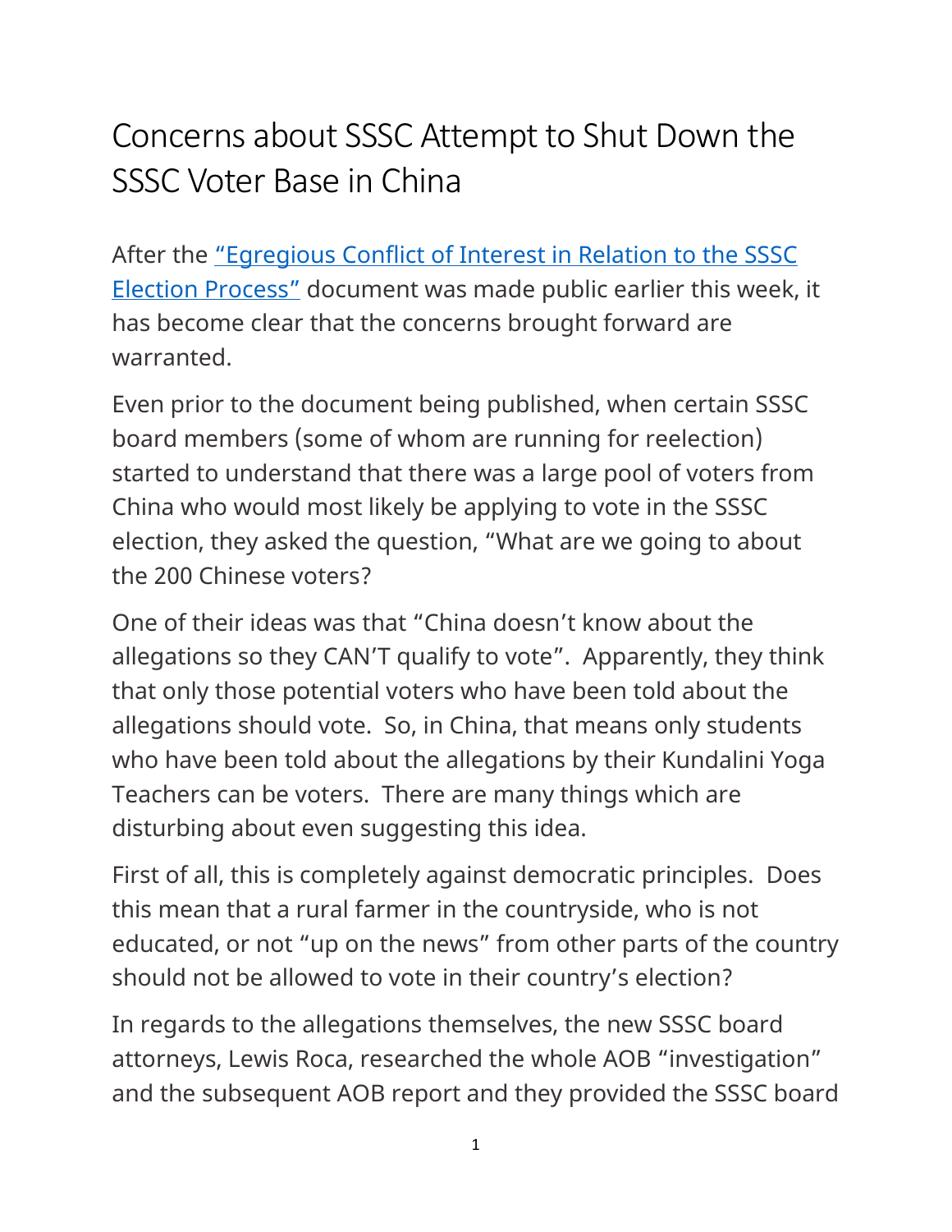# Concerns about SSSC Attempt to Shut Down the SSSC Voter Base in China

After the [“Egregious Conflict of Interest in Relation to the SSSC Election Process”](#) document was made public earlier this week, it has become clear that the concerns brought forward are warranted.

Even prior to the document being published, when certain SSSC board members (some of whom are running for reelection) started to understand that there was a large pool of voters from China who would most likely be applying to vote in the SSSC election, they asked the question, “What are we going to about the 200 Chinese voters?

One of their ideas was that “China doesn’t know about the allegations so they CAN’T qualify to vote”.  Apparently, they think that only those potential voters who have been told about the allegations should vote.  So, in China, that means only students who have been told about the allegations by their Kundalini Yoga Teachers can be voters.  There are many things which are disturbing about even suggesting this idea.

First of all, this is completely against democratic principles.  Does this mean that a rural farmer in the countryside, who is not educated, or not “up on the news” from other parts of the country should not be allowed to vote in their country’s election?

In regards to the allegations themselves, the new SSSC board attorneys, Lewis Roca, researched the whole AOB “investigation” and the subsequent AOB report and they provided the SSSC board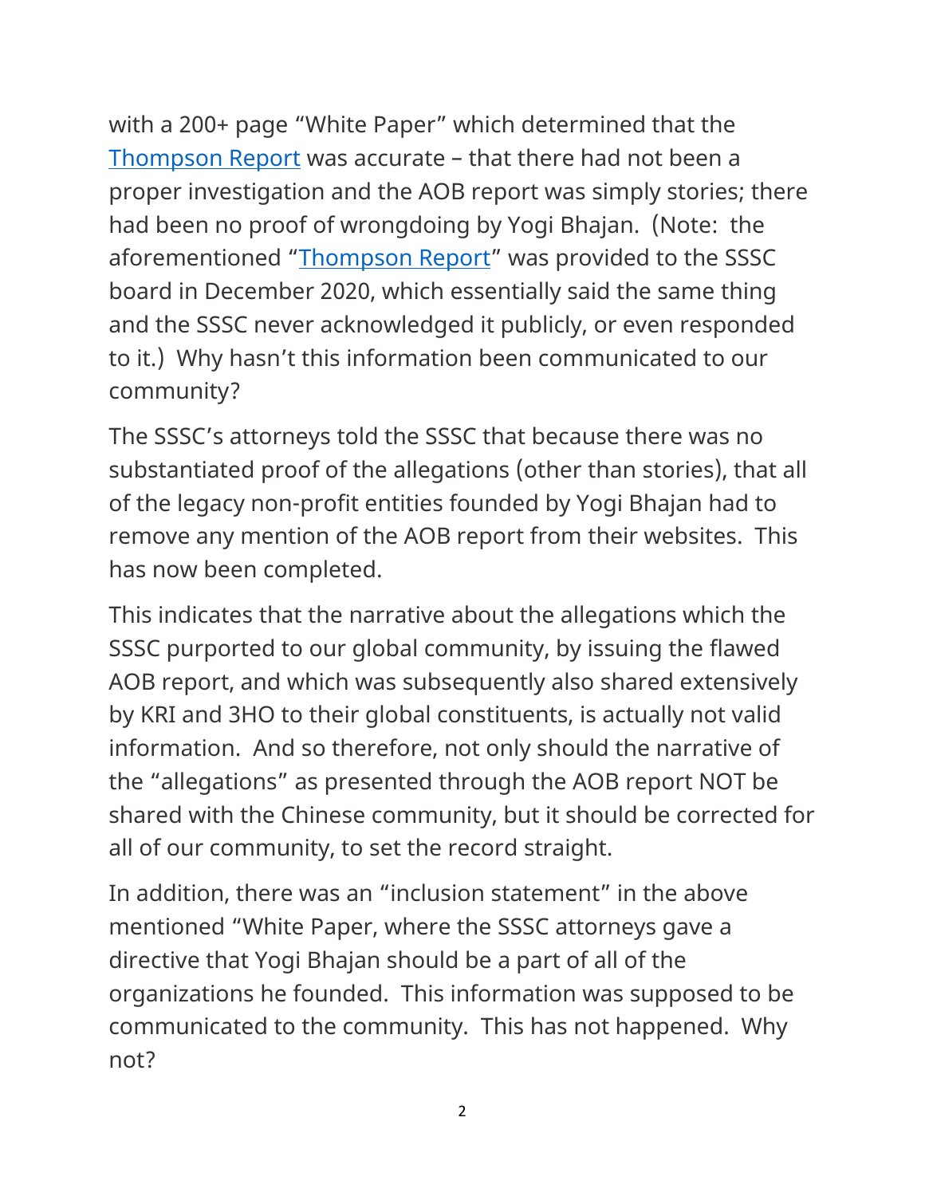with a 200+ page "White Paper" which determined that the Thompson Report was accurate – that there had not been a proper investigation and the AOB report was simply stories; there had been no proof of wrongdoing by Yogi Bhajan. (Note: the aforementioned "Thompson Report" was provided to the SSSC board in December 2020, which essentially said the same thing and the SSSC never acknowledged it publicly, or even responded to it.) Why hasn't this information been communicated to our community?

The SSSC's attorneys told the SSSC that because there was no substantiated proof of the allegations (other than stories), that all of the legacy non-profit entities founded by Yogi Bhajan had to remove any mention of the AOB report from their websites. This has now been completed.

This indicates that the narrative about the allegations which the SSSC purported to our global community, by issuing the flawed AOB report, and which was subsequently also shared extensively by KRI and 3HO to their global constituents, is actually not valid information. And so therefore, not only should the narrative of the "allegations" as presented through the AOB report NOT be shared with the Chinese community, but it should be corrected for all of our community, to set the record straight.

In addition, there was an "inclusion statement" in the above mentioned "White Paper, where the SSSC attorneys gave a directive that Yogi Bhajan should be a part of all of the organizations he founded. This information was supposed to be communicated to the community. This has not happened. Why not?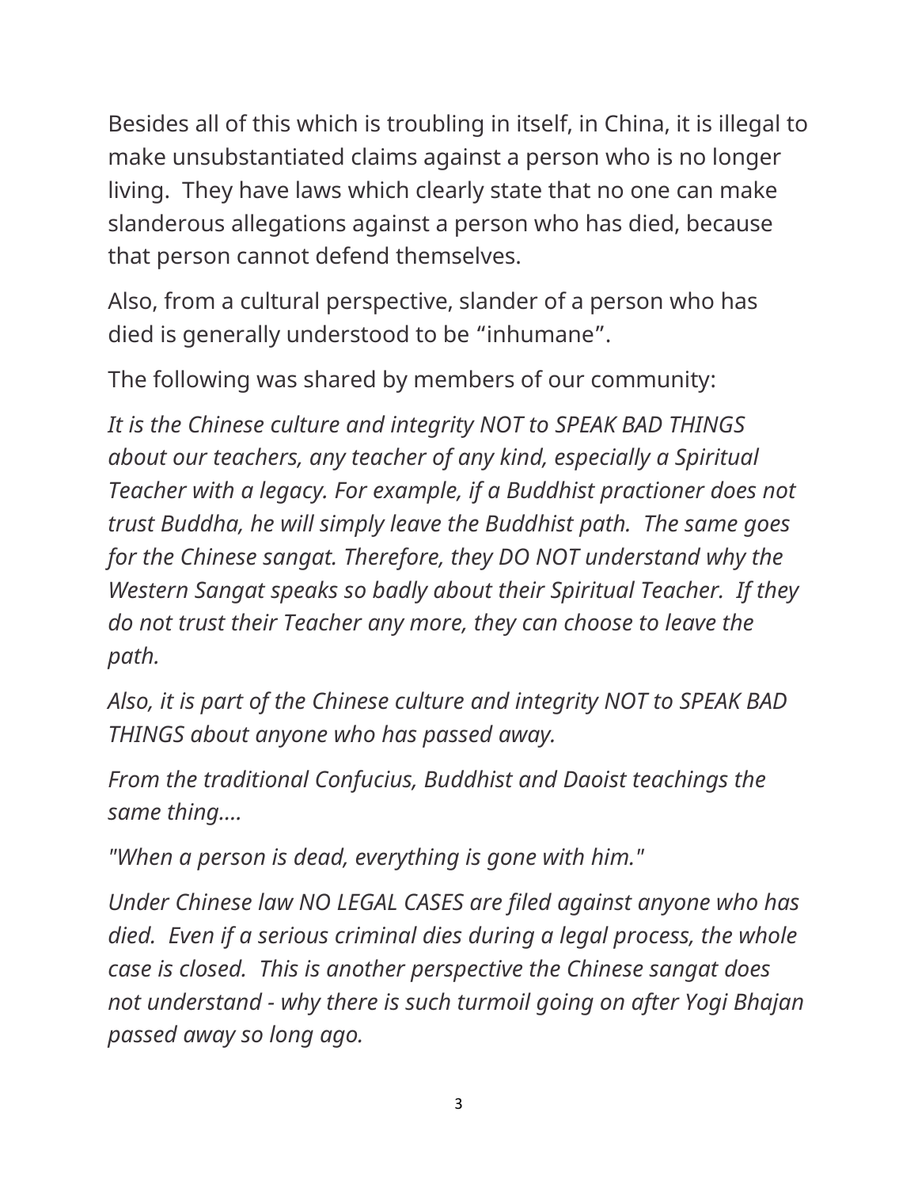Besides all of this which is troubling in itself, in China, it is illegal to make unsubstantiated claims against a person who is no longer living.  They have laws which clearly state that no one can make slanderous allegations against a person who has died, because that person cannot defend themselves.

Also, from a cultural perspective, slander of a person who has died is generally understood to be “inhumane”.

The following was shared by members of our community:

*It is the Chinese culture and integrity NOT to SPEAK BAD THINGS about our teachers, any teacher of any kind, especially a Spiritual Teacher with a legacy. For example, if a Buddhist practioner does not trust Buddha, he will simply leave the Buddhist path.  The same goes for the Chinese sangat. Therefore, they DO NOT understand why the Western Sangat speaks so badly about their Spiritual Teacher.  If they do not trust their Teacher any more, they can choose to leave the path.*

*Also, it is part of the Chinese culture and integrity NOT to SPEAK BAD THINGS about anyone who has passed away.*

*From the traditional Confucius, Buddhist and Daoist teachings the same thing....*

*"When a person is dead, everything is gone with him."*

*Under Chinese law NO LEGAL CASES are filed against anyone who has died.  Even if a serious criminal dies during a legal process, the whole case is closed.  This is another perspective the Chinese sangat does not understand - why there is such turmoil going on after Yogi Bhajan passed away so long ago.*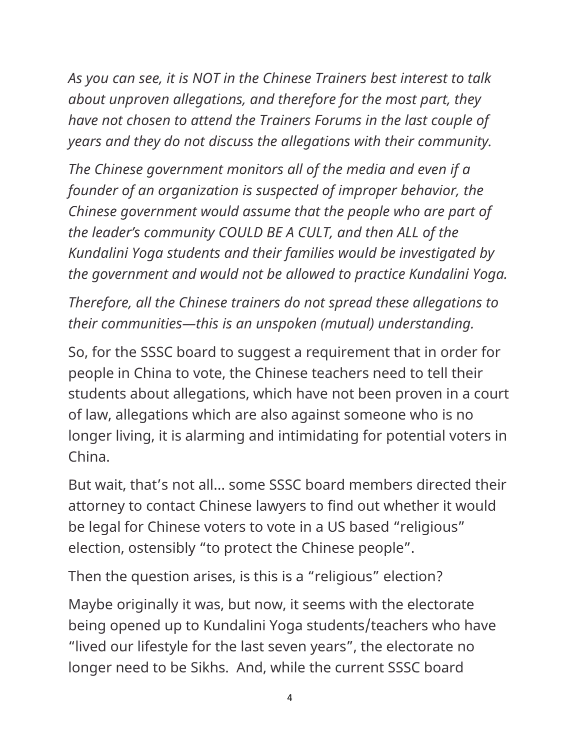*As you can see, it is NOT in the Chinese Trainers best interest to talk about unproven allegations, and therefore for the most part, they have not chosen to attend the Trainers Forums in the last couple of years and they do not discuss the allegations with their community.*

*The Chinese government monitors all of the media and even if a founder of an organization is suspected of improper behavior, the Chinese government would assume that the people who are part of the leader's community COULD BE A CULT, and then ALL of the Kundalini Yoga students and their families would be investigated by the government and would not be allowed to practice Kundalini Yoga.*

*Therefore, all the Chinese trainers do not spread these allegations to their communities—this is an unspoken (mutual) understanding.*

So, for the SSSC board to suggest a requirement that in order for people in China to vote, the Chinese teachers need to tell their students about allegations, which have not been proven in a court of law, allegations which are also against someone who is no longer living, it is alarming and intimidating for potential voters in China.

But wait, that's not all… some SSSC board members directed their attorney to contact Chinese lawyers to find out whether it would be legal for Chinese voters to vote in a US based "religious" election, ostensibly "to protect the Chinese people".

Then the question arises, is this is a "religious" election?

Maybe originally it was, but now, it seems with the electorate being opened up to Kundalini Yoga students/teachers who have "lived our lifestyle for the last seven years", the electorate no longer need to be Sikhs. And, while the current SSSC board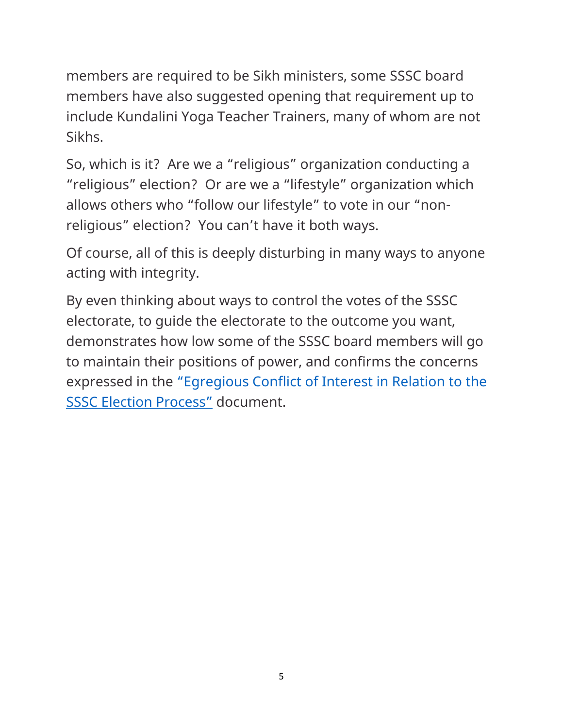members are required to be Sikh ministers, some SSSC board members have also suggested opening that requirement up to include Kundalini Yoga Teacher Trainers, many of whom are not Sikhs.

So, which is it? Are we a "religious" organization conducting a "religious" election? Or are we a "lifestyle" organization which allows others who "follow our lifestyle" to vote in our "non-religious" election? You can't have it both ways.

Of course, all of this is deeply disturbing in many ways to anyone acting with integrity.

By even thinking about ways to control the votes of the SSSC electorate, to guide the electorate to the outcome you want, demonstrates how low some of the SSSC board members will go to maintain their positions of power, and confirms the concerns expressed in the "Egregious Conflict of Interest in Relation to the SSSC Election Process" document.